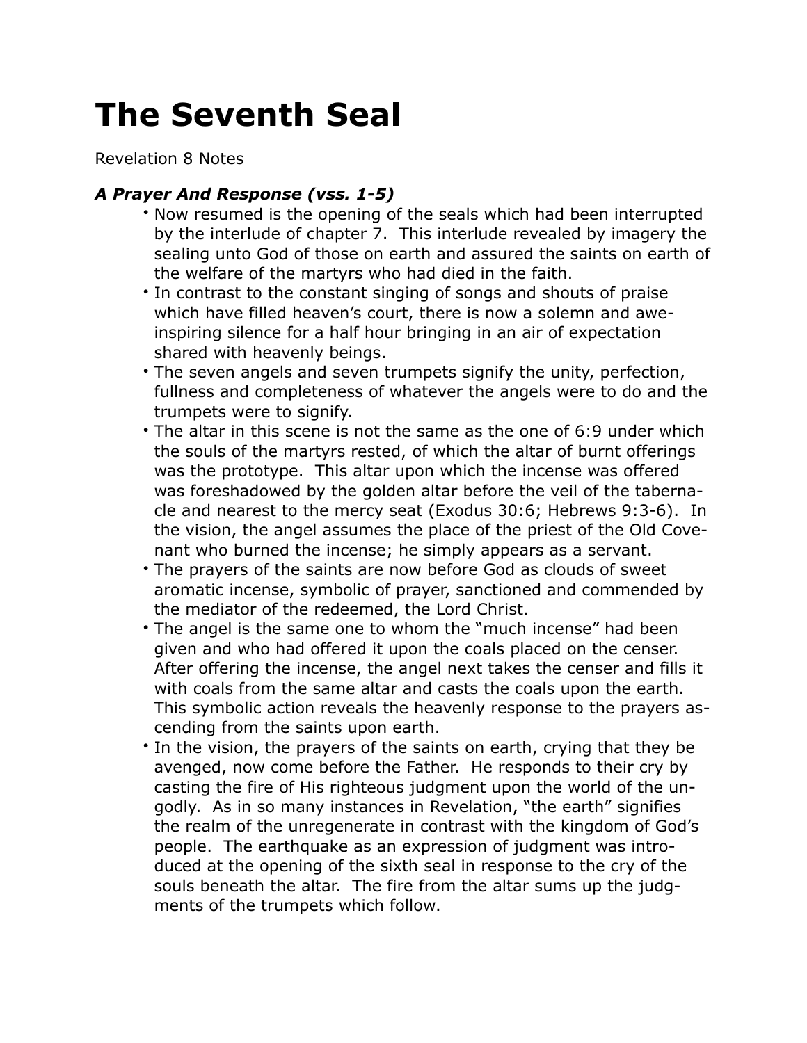# The Seventh Seal

Revelation 8 Notes

### *A Prayer And Response (vss. 1-5)*

- Now resumed is the opening of the seals which had been interrupted by the interlude of chapter 7. This interlude revealed by imagery the sealing unto God of those on earth and assured the saints on earth of the welfare of the martyrs who had died in the faith.
- In contrast to the constant singing of songs and shouts of praise which have filled heaven's court, there is now a solemn and awe-inspiring silence for a half hour bringing in an air of expectation shared with heavenly beings.
- The seven angels and seven trumpets signify the unity, perfection, fullness and completeness of whatever the angels were to do and the trumpets were to signify.
- The altar in this scene is not the same as the one of 6:9 under which the souls of the martyrs rested, of which the altar of burnt offerings was the prototype. This altar upon which the incense was offered was foreshadowed by the golden altar before the veil of the tabernacle and nearest to the mercy seat (Exodus 30:6; Hebrews 9:3-6). In the vision, the angel assumes the place of the priest of the Old Covenant who burned the incense; he simply appears as a servant.
- The prayers of the saints are now before God as clouds of sweet aromatic incense, symbolic of prayer, sanctioned and commended by the mediator of the redeemed, the Lord Christ.
- The angel is the same one to whom the "much incense" had been given and who had offered it upon the coals placed on the censer. After offering the incense, the angel next takes the censer and fills it with coals from the same altar and casts the coals upon the earth. This symbolic action reveals the heavenly response to the prayers ascending from the saints upon earth.
- In the vision, the prayers of the saints on earth, crying that they be avenged, now come before the Father. He responds to their cry by casting the fire of His righteous judgment upon the world of the ungodly. As in so many instances in Revelation, "the earth" signifies the realm of the unregenerate in contrast with the kingdom of God's people. The earthquake as an expression of judgment was introduced at the opening of the sixth seal in response to the cry of the souls beneath the altar. The fire from the altar sums up the judgments of the trumpets which follow.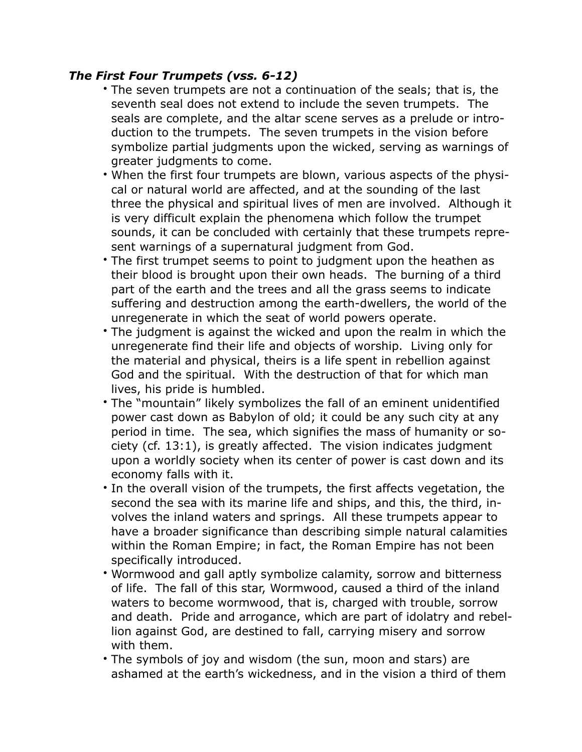***The First Four Trumpets (vss. 6-12)***

- The seven trumpets are not a continuation of the seals; that is, the seventh seal does not extend to include the seven trumpets. The seals are complete, and the altar scene serves as a prelude or introduction to the trumpets. The seven trumpets in the vision before symbolize partial judgments upon the wicked, serving as warnings of greater judgments to come.
- When the first four trumpets are blown, various aspects of the physical or natural world are affected, and at the sounding of the last three the physical and spiritual lives of men are involved. Although it is very difficult explain the phenomena which follow the trumpet sounds, it can be concluded with certainly that these trumpets represent warnings of a supernatural judgment from God.
- The first trumpet seems to point to judgment upon the heathen as their blood is brought upon their own heads. The burning of a third part of the earth and the trees and all the grass seems to indicate suffering and destruction among the earth-dwellers, the world of the unregenerate in which the seat of world powers operate.
- The judgment is against the wicked and upon the realm in which the unregenerate find their life and objects of worship. Living only for the material and physical, theirs is a life spent in rebellion against God and the spiritual. With the destruction of that for which man lives, his pride is humbled.
- The "mountain" likely symbolizes the fall of an eminent unidentified power cast down as Babylon of old; it could be any such city at any period in time. The sea, which signifies the mass of humanity or society (cf. 13:1), is greatly affected. The vision indicates judgment upon a worldly society when its center of power is cast down and its economy falls with it.
- In the overall vision of the trumpets, the first affects vegetation, the second the sea with its marine life and ships, and this, the third, involves the inland waters and springs. All these trumpets appear to have a broader significance than describing simple natural calamities within the Roman Empire; in fact, the Roman Empire has not been specifically introduced.
- Wormwood and gall aptly symbolize calamity, sorrow and bitterness of life. The fall of this star, Wormwood, caused a third of the inland waters to become wormwood, that is, charged with trouble, sorrow and death. Pride and arrogance, which are part of idolatry and rebellion against God, are destined to fall, carrying misery and sorrow with them.
- The symbols of joy and wisdom (the sun, moon and stars) are ashamed at the earth's wickedness, and in the vision a third of them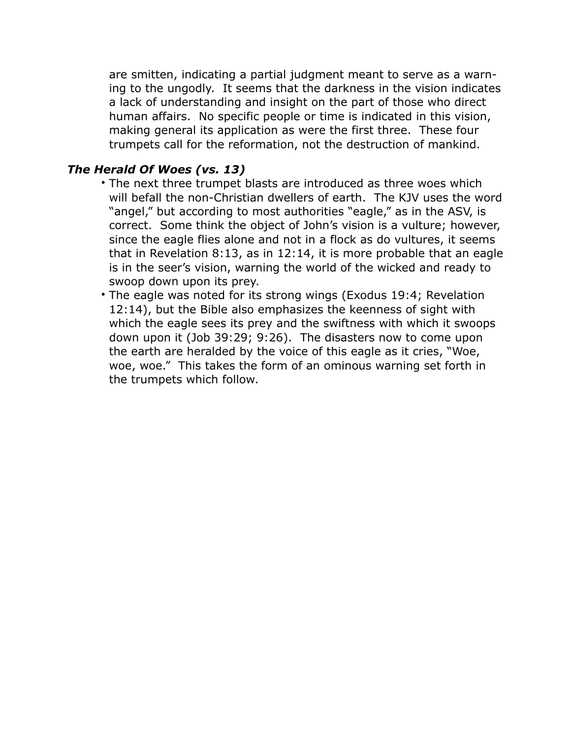are smitten, indicating a partial judgment meant to serve as a warning to the ungodly. It seems that the darkness in the vision indicates a lack of understanding and insight on the part of those who direct human affairs. No specific people or time is indicated in this vision, making general its application as were the first three. These four trumpets call for the reformation, not the destruction of mankind.

***The Herald Of Woes (vs. 13)***

- The next three trumpet blasts are introduced as three woes which will befall the non-Christian dwellers of earth. The KJV uses the word "angel," but according to most authorities "eagle," as in the ASV, is correct. Some think the object of John's vision is a vulture; however, since the eagle flies alone and not in a flock as do vultures, it seems that in Revelation 8:13, as in 12:14, it is more probable that an eagle is in the seer's vision, warning the world of the wicked and ready to swoop down upon its prey.
- The eagle was noted for its strong wings (Exodus 19:4; Revelation 12:14), but the Bible also emphasizes the keenness of sight with which the eagle sees its prey and the swiftness with which it swoops down upon it (Job 39:29; 9:26). The disasters now to come upon the earth are heralded by the voice of this eagle as it cries, "Woe, woe, woe." This takes the form of an ominous warning set forth in the trumpets which follow.